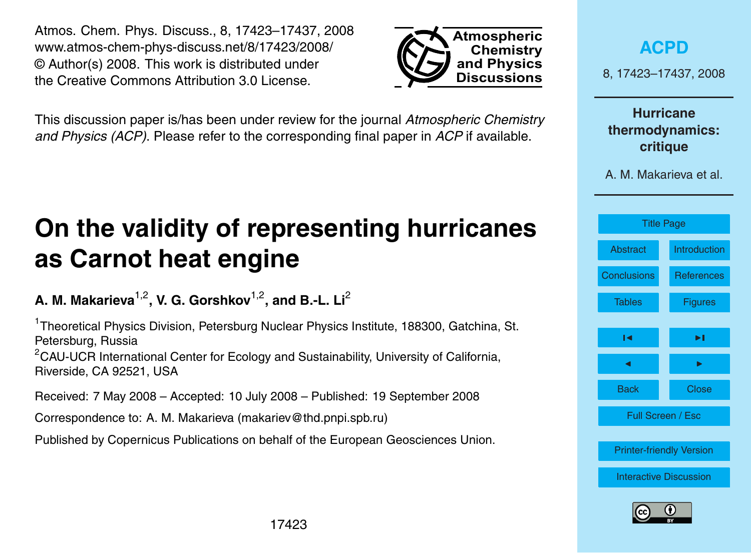This discussion paper is/has been under review for the journal *Atmospheric Chemistry and Physics (ACP)*. Please refer to the corresponding final paper in *ACP* if available.

# On the validity of representing hurricanes as Carnot heat engine

**A. M. Makarieva[1,2], V. G. Gorshkov[1,2], and B.-L. Li[2]**

[1]Theoretical Physics Division, Petersburg Nuclear Physics Institute, 188300, Gatchina, St. Petersburg, Russia

[2]CAU-UCR International Center for Ecology and Sustainability, University of California, Riverside, CA 92521, USA

Received: 7 May 2008 – Accepted: 10 July 2008 – Published: 19 September 2008

Correspondence to: A. M. Makarieva (makariev@thd.pnpi.spb.ru)

Published by Copernicus Publications on behalf of the European Geosciences Union.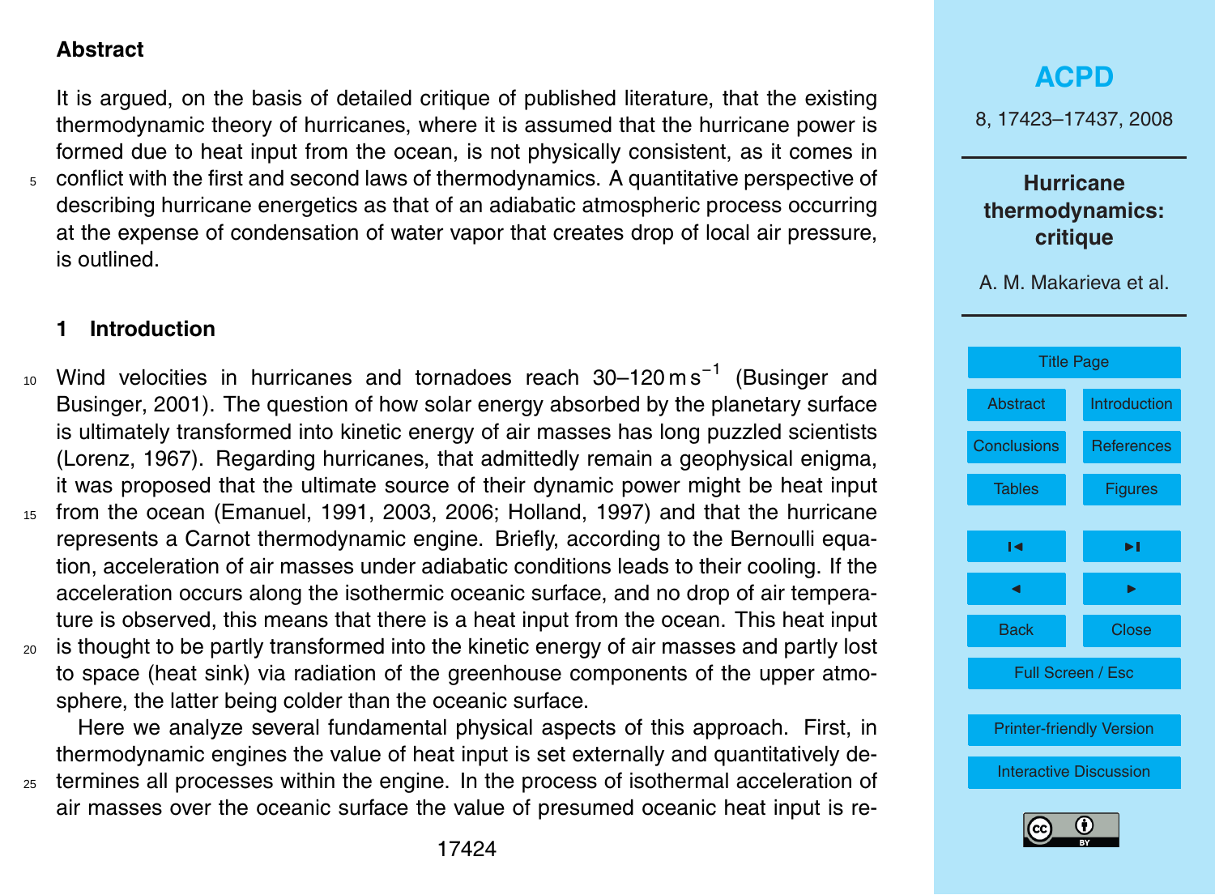## Abstract

It is argued, on the basis of detailed critique of published literature, that the existing thermodynamic theory of hurricanes, where it is assumed that the hurricane power is formed due to heat input from the ocean, is not physically consistent, as it comes in conflict with the first and second laws of thermodynamics. A quantitative perspective of describing hurricane energetics as that of an adiabatic atmospheric process occurring at the expense of condensation of water vapor that creates drop of local air pressure, is outlined.

## 1 Introduction

Wind velocities in hurricanes and tornadoes reach 30–120 $\mathrm{m\,s^{-1}}$ (Businger and Businger, 2001). The question of how solar energy absorbed by the planetary surface is ultimately transformed into kinetic energy of air masses has long puzzled scientists (Lorenz, 1967). Regarding hurricanes, that admittedly remain a geophysical enigma, it was proposed that the ultimate source of their dynamic power might be heat input from the ocean (Emanuel, 1991, 2003, 2006; Holland, 1997) and that the hurricane represents a Carnot thermodynamic engine. Briefly, according to the Bernoulli equation, acceleration of air masses under adiabatic conditions leads to their cooling. If the acceleration occurs along the isothermic oceanic surface, and no drop of air temperature is observed, this means that there is a heat input from the ocean. This heat input is thought to be partly transformed into the kinetic energy of air masses and partly lost to space (heat sink) via radiation of the greenhouse components of the upper atmosphere, the latter being colder than the oceanic surface.

Here we analyze several fundamental physical aspects of this approach. First, in thermodynamic engines the value of heat input is set externally and quantitatively determines all processes within the engine. In the process of isothermal acceleration of air masses over the oceanic surface the value of presumed oceanic heat input is re-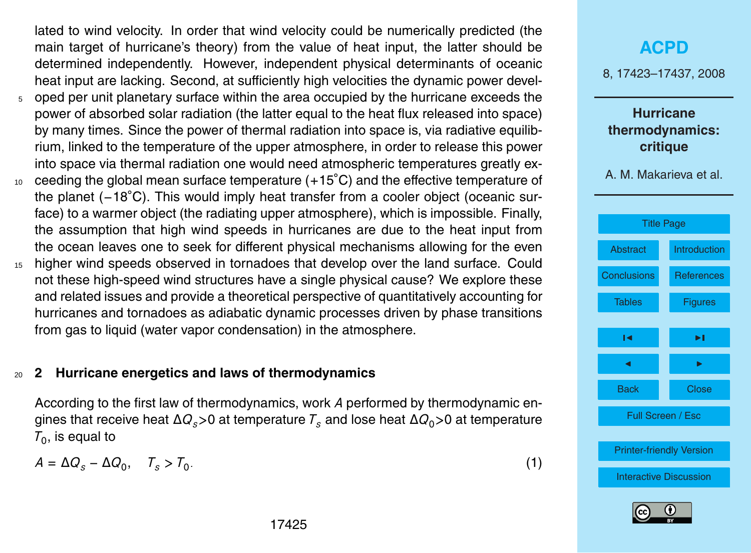lated to wind velocity. In order that wind velocity could be numerically predicted (the main target of hurricane's theory) from the value of heat input, the latter should be determined independently. However, independent physical determinants of oceanic heat input are lacking. Second, at sufficiently high velocities the dynamic power developed per unit planetary surface within the area occupied by the hurricane exceeds the power of absorbed solar radiation (the latter equal to the heat flux released into space) by many times. Since the power of thermal radiation into space is, via radiative equilibrium, linked to the temperature of the upper atmosphere, in order to release this power into space via thermal radiation one would need atmospheric temperatures greatly exceeding the global mean surface temperature (+15°C) and the effective temperature of the planet (−18°C). This would imply heat transfer from a cooler object (oceanic surface) to a warmer object (the radiating upper atmosphere), which is impossible. Finally, the assumption that high wind speeds in hurricanes are due to the heat input from the ocean leaves one to seek for different physical mechanisms allowing for the even higher wind speeds observed in tornadoes that develop over the land surface. Could not these high-speed wind structures have a single physical cause? We explore these and related issues and provide a theoretical perspective of quantitatively accounting for hurricanes and tornadoes as adiabatic dynamic processes driven by phase transitions from gas to liquid (water vapor condensation) in the atmosphere.

## 2 Hurricane energetics and laws of thermodynamics

According to the first law of thermodynamics, work $A$ performed by thermodynamic engines that receive heat $\Delta Q_s > 0$ at temperature $T_s$ and lose heat $\Delta Q_0 > 0$ at temperature $T_0$, is equal to

$$A = \Delta Q_s - \Delta Q_0, \quad T_s > T_0. \tag{1}$$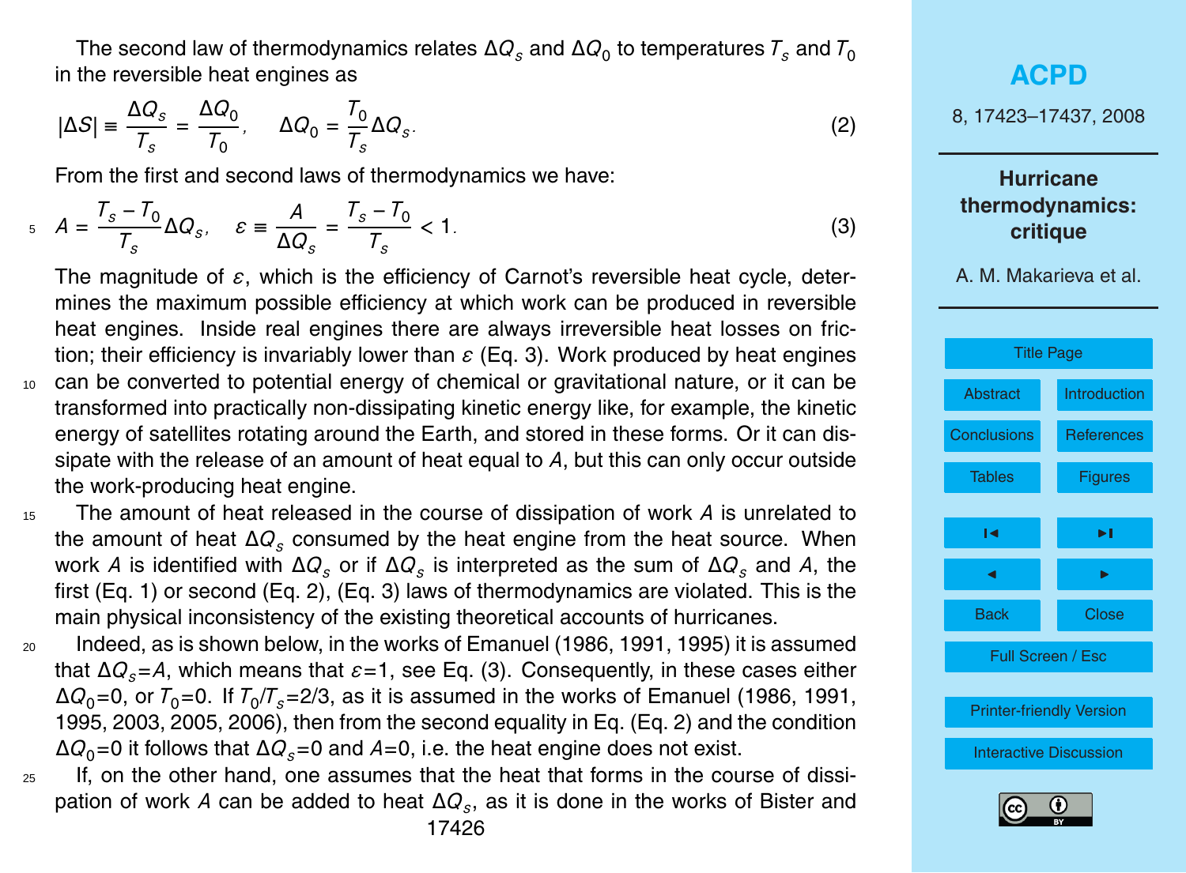The second law of thermodynamics relates $\Delta Q_s$ and $\Delta Q_0$ to temperatures $T_s$ and $T_0$ in the reversible heat engines as

$$|\Delta S| \equiv \frac{\Delta Q_s}{T_s} = \frac{\Delta Q_0}{T_0}, \quad \Delta Q_0 = \frac{T_0}{T_s}\Delta Q_s. \tag{2}$$

From the first and second laws of thermodynamics we have:

$$A = \frac{T_s - T_0}{T_s}\Delta Q_s, \quad \varepsilon \equiv \frac{A}{\Delta Q_s} = \frac{T_s - T_0}{T_s} < 1. \tag{3}$$

The magnitude of $\varepsilon$, which is the efficiency of Carnot's reversible heat cycle, determines the maximum possible efficiency at which work can be produced in reversible heat engines. Inside real engines there are always irreversible heat losses on friction; their efficiency is invariably lower than $\varepsilon$ (Eq. 3). Work produced by heat engines can be converted to potential energy of chemical or gravitational nature, or it can be transformed into practically non-dissipating kinetic energy like, for example, the kinetic energy of satellites rotating around the Earth, and stored in these forms. Or it can dissipate with the release of an amount of heat equal to $A$, but this can only occur outside the work-producing heat engine.

The amount of heat released in the course of dissipation of work $A$ is unrelated to the amount of heat $\Delta Q_s$ consumed by the heat engine from the heat source. When work $A$ is identified with $\Delta Q_s$ or if $\Delta Q_s$ is interpreted as the sum of $\Delta Q_s$ and $A$, the first (Eq. 1) or second (Eq. 2), (Eq. 3) laws of thermodynamics are violated. This is the main physical inconsistency of the existing theoretical accounts of hurricanes.

Indeed, as is shown below, in the works of Emanuel (1986, 1991, 1995) it is assumed that $\Delta Q_s = A$, which means that $\varepsilon = 1$, see Eq. (3). Consequently, in these cases either $\Delta Q_0 = 0$, or $T_0 = 0$. If $T_0/T_s = 2/3$, as it is assumed in the works of Emanuel (1986, 1991, 1995, 2003, 2005, 2006), then from the second equality in Eq. (Eq. 2) and the condition $\Delta Q_0 = 0$ it follows that $\Delta Q_s = 0$ and $A = 0$, i.e. the heat engine does not exist.

If, on the other hand, one assumes that the heat that forms in the course of dissipation of work $A$ can be added to heat $\Delta Q_s$, as it is done in the works of Bister and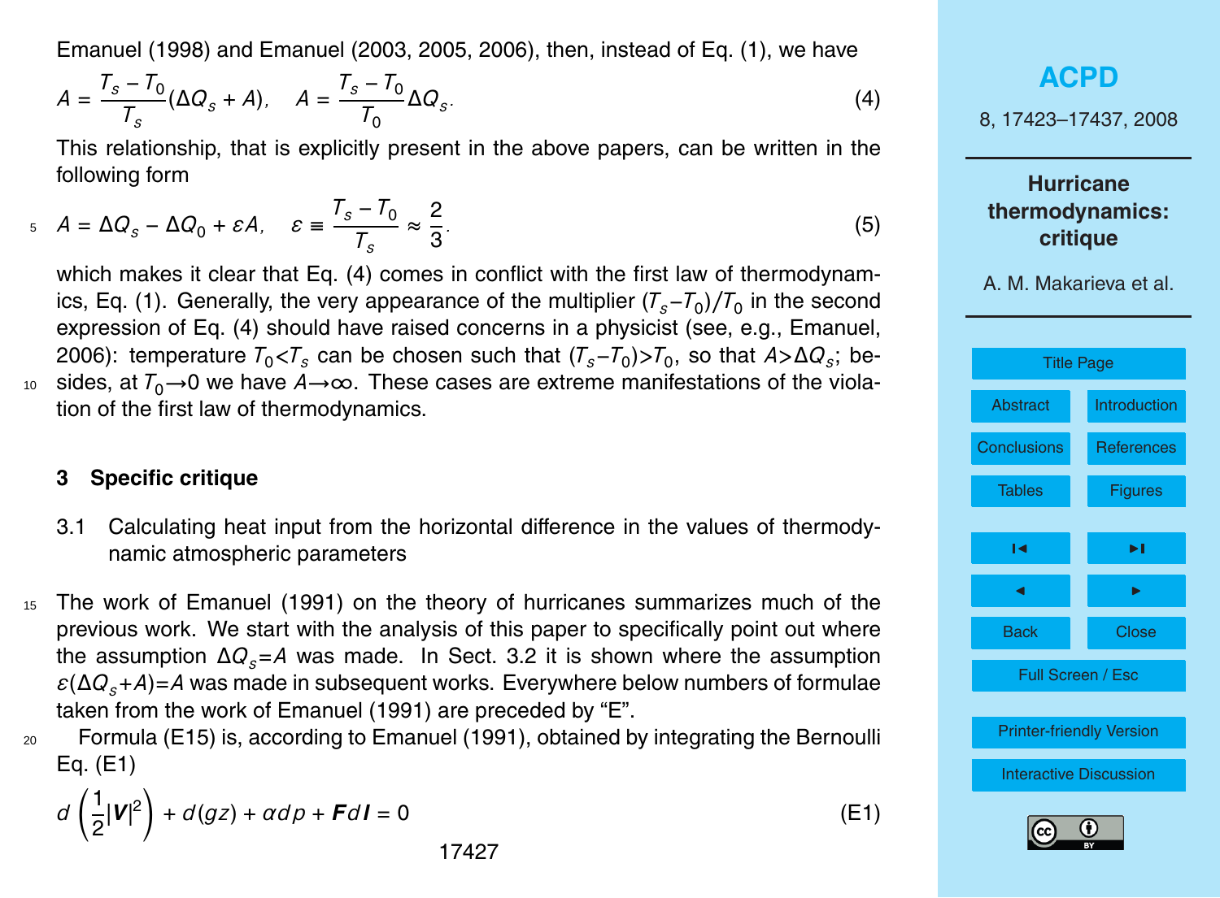Emanuel (1998) and Emanuel (2003, 2005, 2006), then, instead of Eq. (1), we have

$$A = \frac{T_s - T_0}{T_s}(\Delta Q_s + A), \quad A = \frac{T_s - T_0}{T_0}\Delta Q_s. \tag{4}$$

This relationship, that is explicitly present in the above papers, can be written in the following form

$$A = \Delta Q_s - \Delta Q_0 + \varepsilon A, \quad \varepsilon \equiv \frac{T_s - T_0}{T_s} \approx \frac{2}{3}. \tag{5}$$

which makes it clear that Eq. (4) comes in conflict with the first law of thermodynamics, Eq. (1). Generally, the very appearance of the multiplier $(T_s - T_0)/T_0$ in the second expression of Eq. (4) should have raised concerns in a physicist (see, e.g., Emanuel, 2006): temperature $T_0 < T_s$ can be chosen such that $(T_s - T_0) > T_0$, so that $A > \Delta Q_s$; besides, at $T_0 \to 0$ we have $A \to \infty$. These cases are extreme manifestations of the violation of the first law of thermodynamics.

## 3 Specific critique

### 3.1 Calculating heat input from the horizontal difference in the values of thermodynamic atmospheric parameters

The work of Emanuel (1991) on the theory of hurricanes summarizes much of the previous work. We start with the analysis of this paper to specifically point out where the assumption $\Delta Q_s = A$ was made. In Sect. 3.2 it is shown where the assumption $\varepsilon(\Delta Q_s + A) = A$ was made in subsequent works. Everywhere below numbers of formulae taken from the work of Emanuel (1991) are preceded by "E".

Formula (E15) is, according to Emanuel (1991), obtained by integrating the Bernoulli Eq. (E1)

$$d\left(\frac{1}{2}|\boldsymbol{V}|^2\right) + d(gz) + \alpha dp + \boldsymbol{F} d\boldsymbol{l} = 0 \tag{E1}$$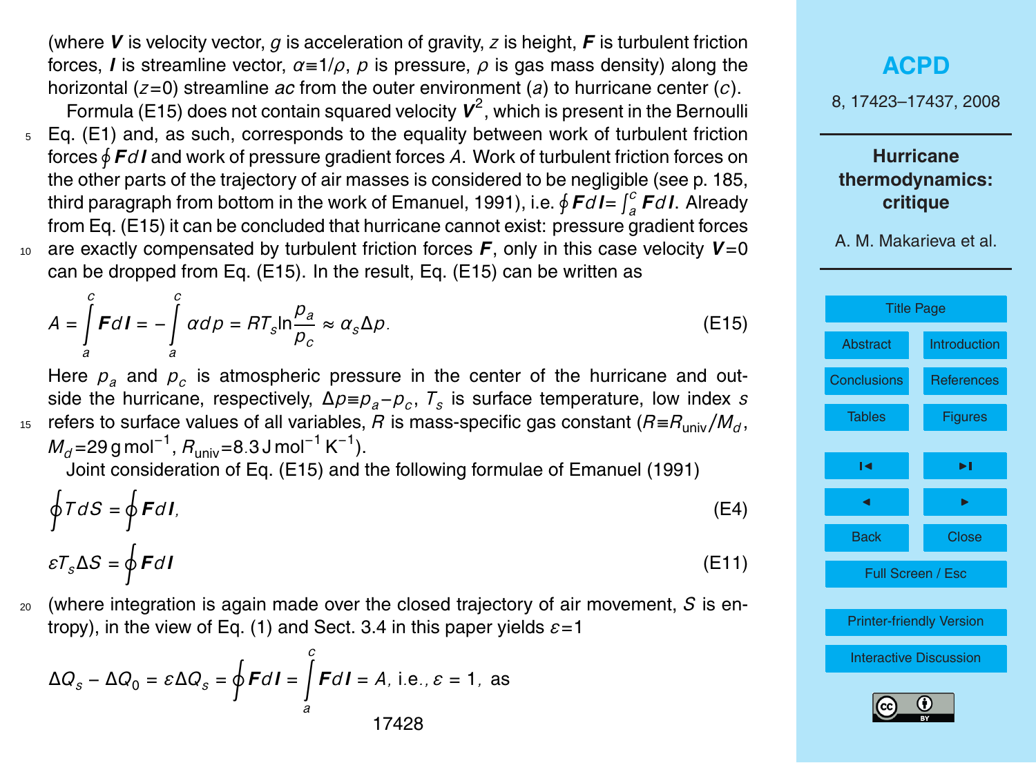(where $\boldsymbol{V}$ is velocity vector, $g$ is acceleration of gravity, $z$ is height, $\boldsymbol{F}$ is turbulent friction forces, $\boldsymbol{l}$ is streamline vector, $\alpha \equiv 1/\rho$, $p$ is pressure, $\rho$ is gas mass density) along the horizontal ($z=0$) streamline $ac$ from the outer environment ($a$) to hurricane center ($c$).

Formula (E15) does not contain squared velocity $\boldsymbol{V}^2$, which is present in the Bernoulli Eq. (E1) and, as such, corresponds to the equality between work of turbulent friction forces $\oint \boldsymbol{F} d\boldsymbol{l}$ and work of pressure gradient forces $A$. Work of turbulent friction forces on the other parts of the trajectory of air masses is considered to be negligible (see p. 185, third paragraph from bottom in the work of Emanuel, 1991), i.e. $\oint \boldsymbol{F} d\boldsymbol{l} = \int_a^c \boldsymbol{F} d\boldsymbol{l}$. Already from Eq. (E15) it can be concluded that hurricane cannot exist: pressure gradient forces are exactly compensated by turbulent friction forces $\boldsymbol{F}$, only in this case velocity $\boldsymbol{V}=0$ can be dropped from Eq. (E15). In the result, Eq. (E15) can be written as

$$A = \int_a^c \boldsymbol{F} d\boldsymbol{l} = -\int_a^c \alpha dp = RT_s \ln \frac{p_a}{p_c} \approx \alpha_s \Delta p. \tag{E15}$$

Here $p_a$ and $p_c$ is atmospheric pressure in the center of the hurricane and outside the hurricane, respectively, $\Delta p \equiv p_a - p_c$, $T_s$ is surface temperature, low index $s$ refers to surface values of all variables, $R$ is mass-specific gas constant ($R \equiv R_{\text{univ}}/M_d$, $M_d = 29\,\text{g mol}^{-1}$, $R_{\text{univ}} = 8.3\,\text{J mol}^{-1}\,\text{K}^{-1}$).

Joint consideration of Eq. (E15) and the following formulae of Emanuel (1991)

$$\oint T dS = \oint \boldsymbol{F} d\boldsymbol{l}, \tag{E4}$$

$$\varepsilon T_s \Delta S = \oint \boldsymbol{F} d\boldsymbol{l} \tag{E11}$$

(where integration is again made over the closed trajectory of air movement, $S$ is entropy), in the view of Eq. (1) and Sect. 3.4 in this paper yields $\varepsilon = 1$

$$\Delta Q_s - \Delta Q_0 = \varepsilon \Delta Q_s = \oint \boldsymbol{F} d\boldsymbol{l} = \int_a^c \boldsymbol{F} d\boldsymbol{l} = A, \text{ i.e., } \varepsilon = 1, \text{ as}$$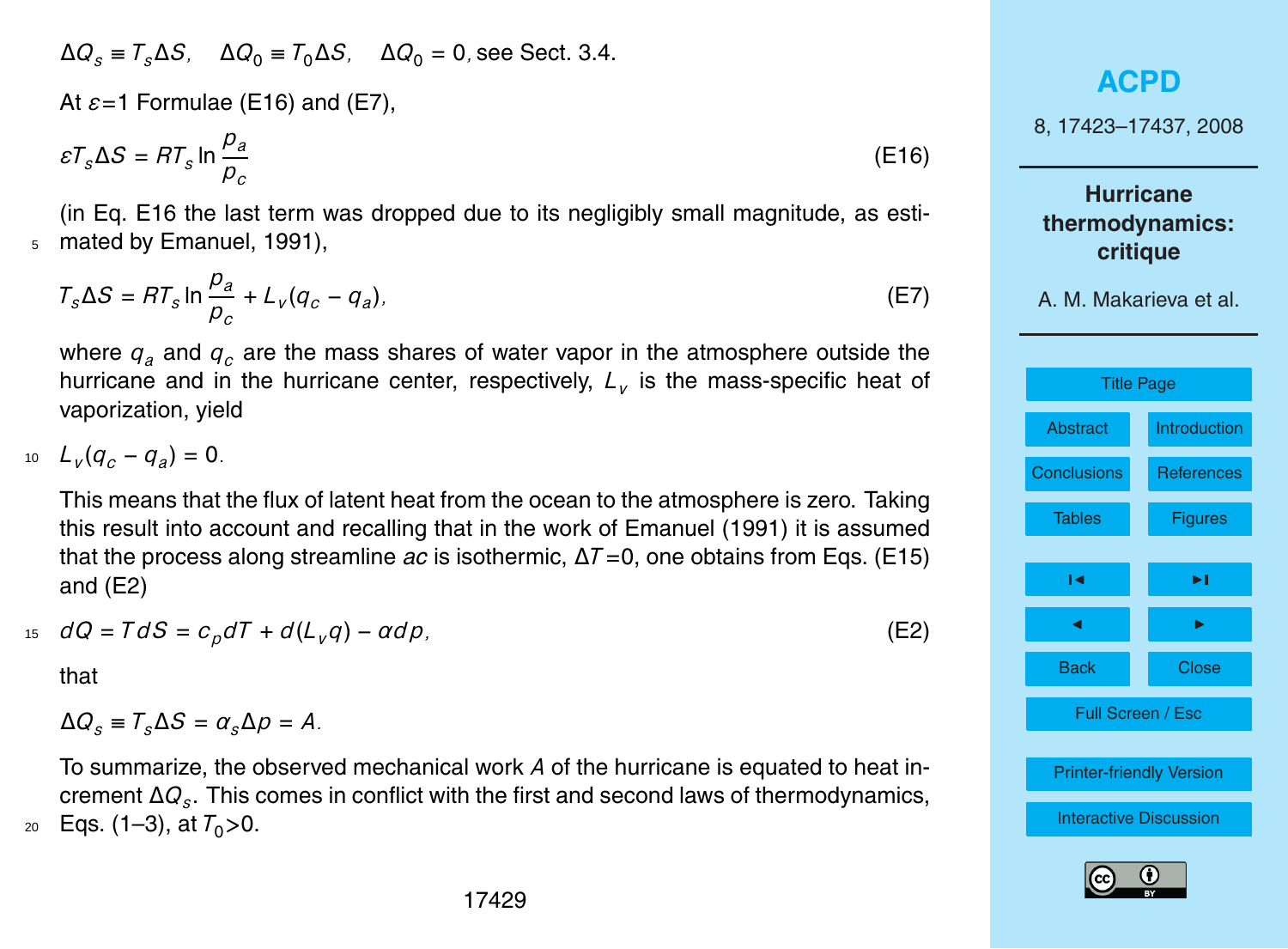$\Delta Q_s \equiv T_s \Delta S, \quad \Delta Q_0 \equiv T_0 \Delta S, \quad \Delta Q_0 = 0$, see Sect. 3.4.

At $\varepsilon$=1 Formulae (E16) and (E7),

$$\varepsilon T_s \Delta S = RT_s \ln \frac{p_a}{p_c} \tag{E16}$$

(in Eq. E16 the last term was dropped due to its negligibly small magnitude, as estimated by Emanuel, 1991),

$$T_s \Delta S = RT_s \ln \frac{p_a}{p_c} + L_v (q_c - q_a), \tag{E7}$$

where $q_a$ and $q_c$ are the mass shares of water vapor in the atmosphere outside the hurricane and in the hurricane center, respectively, $L_v$ is the mass-specific heat of vaporization, yield

$$L_v (q_c - q_a) = 0.$$

This means that the flux of latent heat from the ocean to the atmosphere is zero. Taking this result into account and recalling that in the work of Emanuel (1991) it is assumed that the process along streamline *ac* is isothermic, $\Delta T$=0, one obtains from Eqs. (E15) and (E2)

$$dQ = TdS = c_p dT + d(L_v q) - \alpha dp, \tag{E2}$$

that

$$\Delta Q_s \equiv T_s \Delta S = \alpha_s \Delta p = A.$$

To summarize, the observed mechanical work $A$ of the hurricane is equated to heat increment $\Delta Q_s$. This comes in conflict with the first and second laws of thermodynamics, Eqs. (1–3), at $T_0$>0.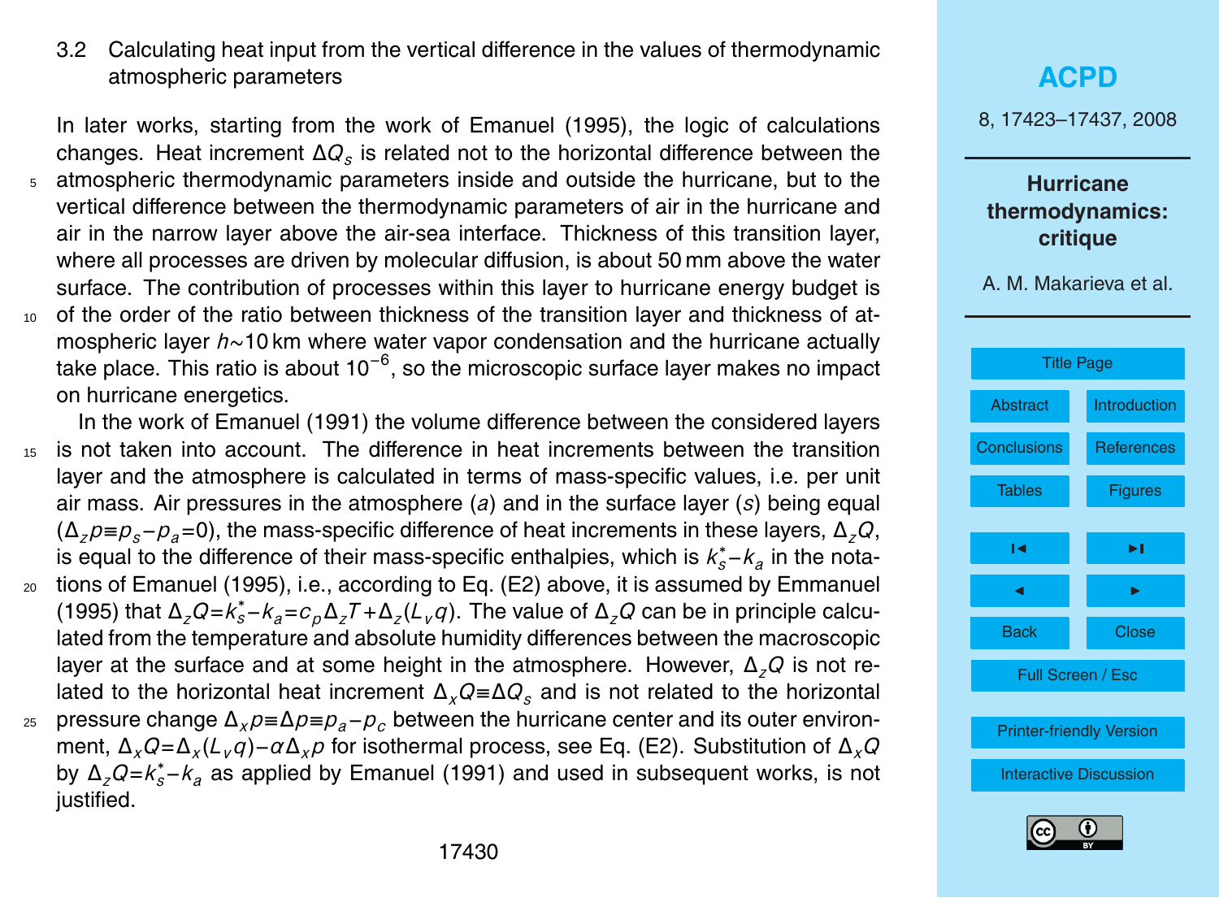### 3.2 Calculating heat input from the vertical difference in the values of thermodynamic atmospheric parameters

In later works, starting from the work of Emanuel (1995), the logic of calculations changes. Heat increment $\Delta Q_s$ is related not to the horizontal difference between the atmospheric thermodynamic parameters inside and outside the hurricane, but to the vertical difference between the thermodynamic parameters of air in the hurricane and air in the narrow layer above the air-sea interface. Thickness of this transition layer, where all processes are driven by molecular diffusion, is about 50 mm above the water surface. The contribution of processes within this layer to hurricane energy budget is of the order of the ratio between thickness of the transition layer and thickness of atmospheric layer $h \sim 10$ km where water vapor condensation and the hurricane actually take place. This ratio is about $10^{-6}$, so the microscopic surface layer makes no impact on hurricane energetics.

In the work of Emanuel (1991) the volume difference between the considered layers is not taken into account. The difference in heat increments between the transition layer and the atmosphere is calculated in terms of mass-specific values, i.e. per unit air mass. Air pressures in the atmosphere ($a$) and in the surface layer ($s$) being equal ($\Delta_z p \equiv p_s - p_a = 0$), the mass-specific difference of heat increments in these layers, $\Delta_z Q$, is equal to the difference of their mass-specific enthalpies, which is $k_s^* - k_a$ in the notations of Emanuel (1995), i.e., according to Eq. (E2) above, it is assumed by Emmanuel (1995) that $\Delta_z Q = k_s^* - k_a = c_p \Delta_z T + \Delta_z (L_v q)$. The value of $\Delta_z Q$ can be in principle calculated from the temperature and absolute humidity differences between the macroscopic layer at the surface and at some height in the atmosphere. However, $\Delta_z Q$ is not related to the horizontal heat increment $\Delta_x Q \equiv \Delta Q_s$ and is not related to the horizontal pressure change $\Delta_x p \equiv \Delta p \equiv p_a - p_c$ between the hurricane center and its outer environment, $\Delta_x Q = \Delta_x (L_v q) - \alpha \Delta_x p$ for isothermal process, see Eq. (E2). Substitution of $\Delta_x Q$ by $\Delta_z Q = k_s^* - k_a$ as applied by Emanuel (1991) and used in subsequent works, is not justified.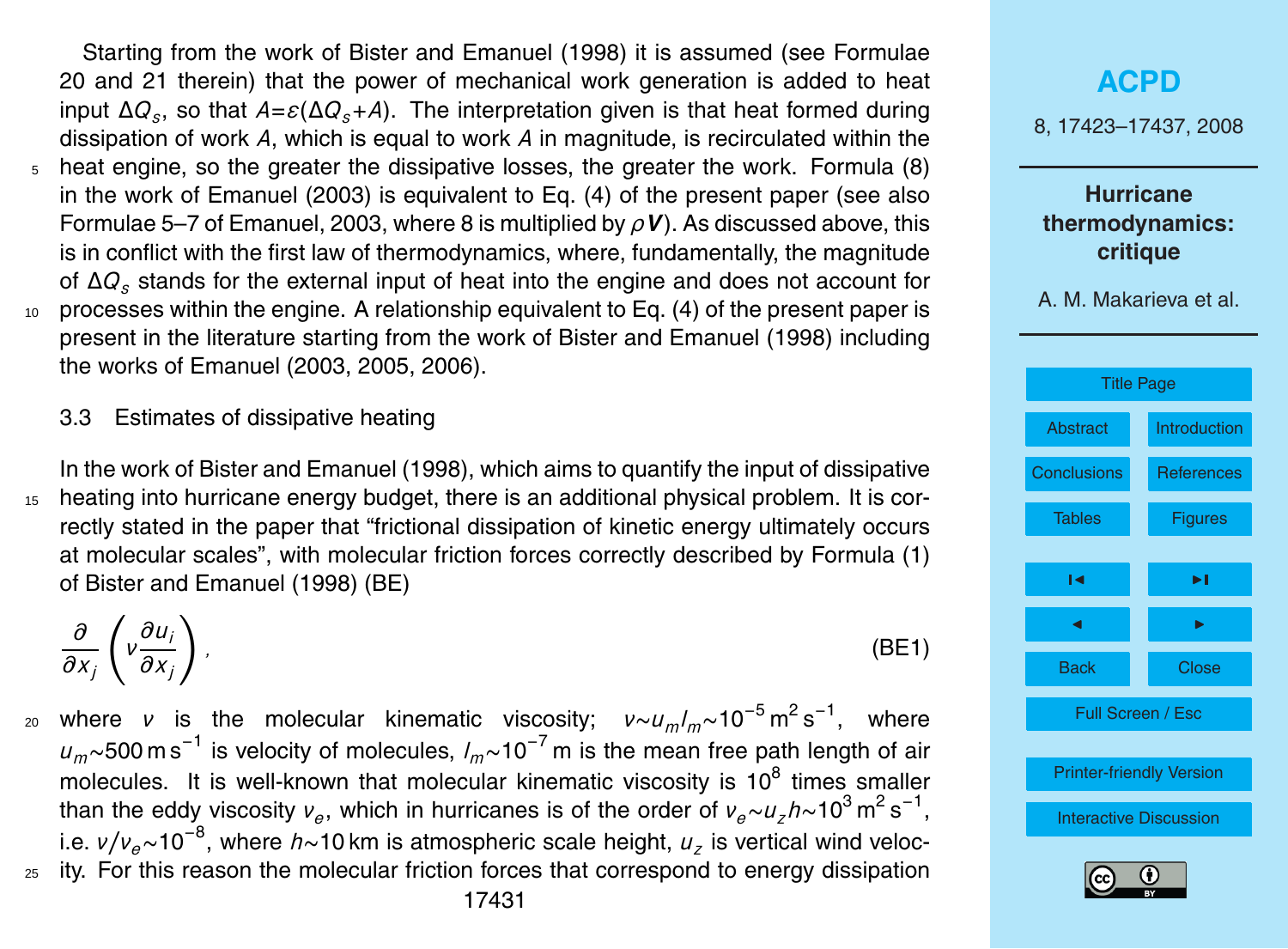Starting from the work of Bister and Emanuel (1998) it is assumed (see Formulae 20 and 21 therein) that the power of mechanical work generation is added to heat input $\Delta Q_s$, so that $A = \varepsilon(\Delta Q_s + A)$. The interpretation given is that heat formed during dissipation of work $A$, which is equal to work $A$ in magnitude, is recirculated within the heat engine, so the greater the dissipative losses, the greater the work. Formula (8) in the work of Emanuel (2003) is equivalent to Eq. (4) of the present paper (see also Formulae 5–7 of Emanuel, 2003, where 8 is multiplied by $\rho\boldsymbol{V}$). As discussed above, this is in conflict with the first law of thermodynamics, where, fundamentally, the magnitude of $\Delta Q_s$ stands for the external input of heat into the engine and does not account for processes within the engine. A relationship equivalent to Eq. (4) of the present paper is present in the literature starting from the work of Bister and Emanuel (1998) including the works of Emanuel (2003, 2005, 2006).

### 3.3 Estimates of dissipative heating

In the work of Bister and Emanuel (1998), which aims to quantify the input of dissipative heating into hurricane energy budget, there is an additional physical problem. It is correctly stated in the paper that "frictional dissipation of kinetic energy ultimately occurs at molecular scales", with molecular friction forces correctly described by Formula (1) of Bister and Emanuel (1998) (BE)

$$\frac{\partial}{\partial x_j}\left(\nu \frac{\partial u_i}{\partial x_j}\right), \tag{BE1}$$

where $\nu$ is the molecular kinematic viscosity; $\nu \sim u_m l_m \sim 10^{-5}\,\mathrm{m^2\,s^{-1}}$, where $u_m \sim 500\,\mathrm{m\,s^{-1}}$ is velocity of molecules, $l_m \sim 10^{-7}\,\mathrm{m}$ is the mean free path length of air molecules. It is well-known that molecular kinematic viscosity is $10^8$ times smaller than the eddy viscosity $\nu_e$, which in hurricanes is of the order of $\nu_e \sim u_z h \sim 10^3\,\mathrm{m^2\,s^{-1}}$, i.e. $\nu/\nu_e \sim 10^{-8}$, where $h \sim 10\,\mathrm{km}$ is atmospheric scale height, $u_z$ is vertical wind velocity. For this reason the molecular friction forces that correspond to energy dissipation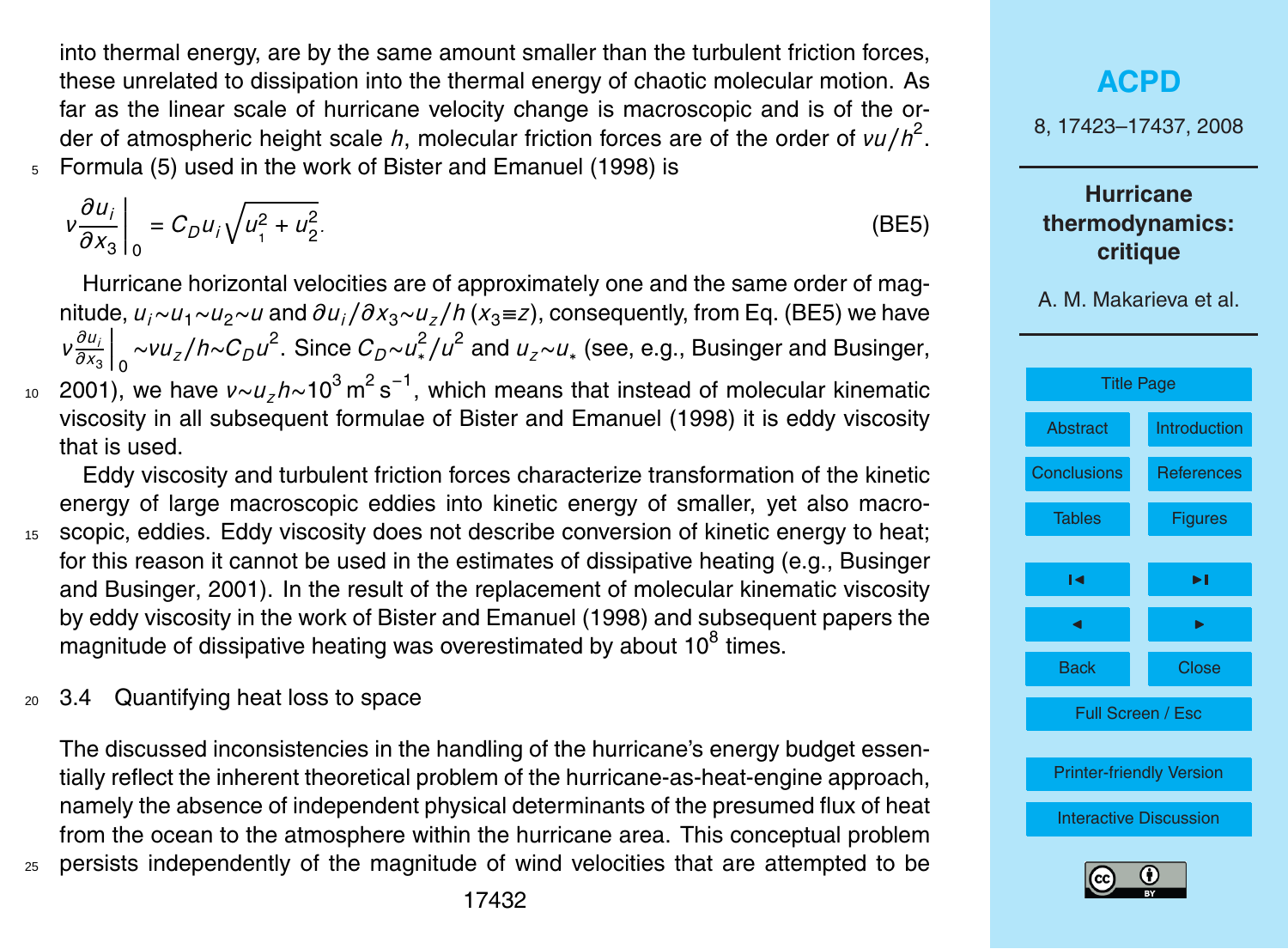into thermal energy, are by the same amount smaller than the turbulent friction forces, these unrelated to dissipation into the thermal energy of chaotic molecular motion. As far as the linear scale of hurricane velocity change is macroscopic and is of the order of atmospheric height scale $h$, molecular friction forces are of the order of $\nu u/h^2$. Formula (5) used in the work of Bister and Emanuel (1998) is

$$\nu \frac{\partial u_i}{\partial x_3}\bigg|_0 = C_D u_i \sqrt{u_1^2 + u_2^2}. \tag{BE5}$$

Hurricane horizontal velocities are of approximately one and the same order of magnitude, $u_i \sim u_1 \sim u_2 \sim u$ and $\partial u_i/\partial x_3 \sim u_z/h$ ($x_3 \equiv z$), consequently, from Eq. (BE5) we have $\nu \frac{\partial u_i}{\partial x_3}\Big|_0 \sim \nu u_z/h \sim C_D u^2$. Since $C_D \sim u_*^2/u^2$ and $u_z \sim u_*$ (see, e.g., Businger and Businger, 2001), we have $\nu \sim u_z h \sim 10^3\,\mathrm{m^2\,s^{-1}}$, which means that instead of molecular kinematic viscosity in all subsequent formulae of Bister and Emanuel (1998) it is eddy viscosity that is used.

Eddy viscosity and turbulent friction forces characterize transformation of the kinetic energy of large macroscopic eddies into kinetic energy of smaller, yet also macroscopic, eddies. Eddy viscosity does not describe conversion of kinetic energy to heat; for this reason it cannot be used in the estimates of dissipative heating (e.g., Businger and Businger, 2001). In the result of the replacement of molecular kinematic viscosity by eddy viscosity in the work of Bister and Emanuel (1998) and subsequent papers the magnitude of dissipative heating was overestimated by about $10^8$ times.

### 3.4 Quantifying heat loss to space

The discussed inconsistencies in the handling of the hurricane's energy budget essentially reflect the inherent theoretical problem of the hurricane-as-heat-engine approach, namely the absence of independent physical determinants of the presumed flux of heat from the ocean to the atmosphere within the hurricane area. This conceptual problem persists independently of the magnitude of wind velocities that are attempted to be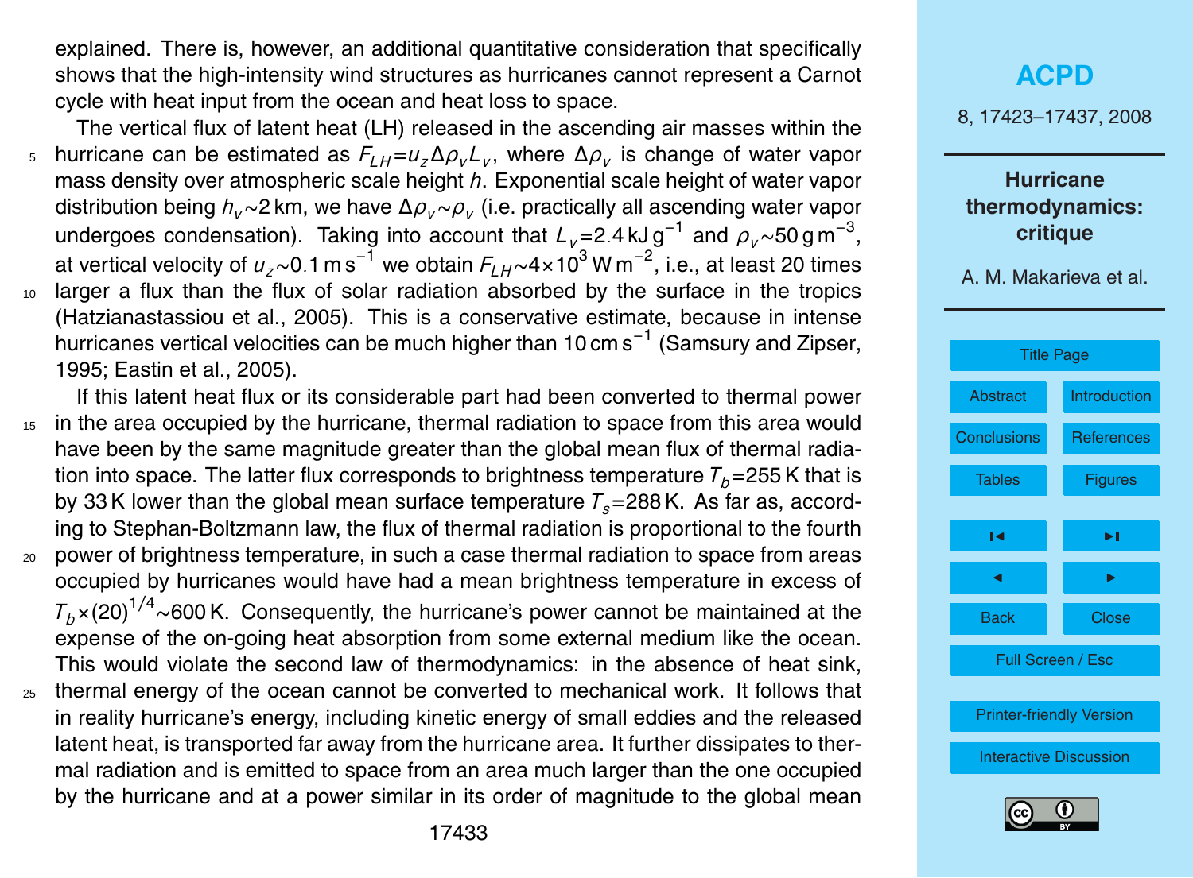explained. There is, however, an additional quantitative consideration that specifically shows that the high-intensity wind structures as hurricanes cannot represent a Carnot cycle with heat input from the ocean and heat loss to space.

The vertical flux of latent heat (LH) released in the ascending air masses within the hurricane can be estimated as $F_{LH}=u_z \Delta\rho_v L_v$, where $\Delta\rho_v$ is change of water vapor mass density over atmospheric scale height $h$. Exponential scale height of water vapor distribution being $h_v$~2 km, we have $\Delta\rho_v \sim \rho_v$ (i.e. practically all ascending water vapor undergoes condensation). Taking into account that $L_v$=2.4 kJ g$^{-1}$ and $\rho_v$~50 g m$^{-3}$, at vertical velocity of $u_z$~0.1 m s$^{-1}$ we obtain $F_{LH}$~4×10$^3$ W m$^{-2}$, i.e., at least 20 times larger a flux than the flux of solar radiation absorbed by the surface in the tropics (Hatzianastassiou et al., 2005). This is a conservative estimate, because in intense hurricanes vertical velocities can be much higher than 10 cm s$^{-1}$ (Samsury and Zipser, 1995; Eastin et al., 2005).

If this latent heat flux or its considerable part had been converted to thermal power in the area occupied by the hurricane, thermal radiation to space from this area would have been by the same magnitude greater than the global mean flux of thermal radiation into space. The latter flux corresponds to brightness temperature $T_b$=255 K that is by 33 K lower than the global mean surface temperature $T_s$=288 K. As far as, according to Stephan-Boltzmann law, the flux of thermal radiation is proportional to the fourth power of brightness temperature, in such a case thermal radiation to space from areas occupied by hurricanes would have had a mean brightness temperature in excess of $T_b \times (20)^{1/4}$~600 K. Consequently, the hurricane's power cannot be maintained at the expense of the on-going heat absorption from some external medium like the ocean. This would violate the second law of thermodynamics: in the absence of heat sink, thermal energy of the ocean cannot be converted to mechanical work. It follows that in reality hurricane's energy, including kinetic energy of small eddies and the released latent heat, is transported far away from the hurricane area. It further dissipates to thermal radiation and is emitted to space from an area much larger than the one occupied by the hurricane and at a power similar in its order of magnitude to the global mean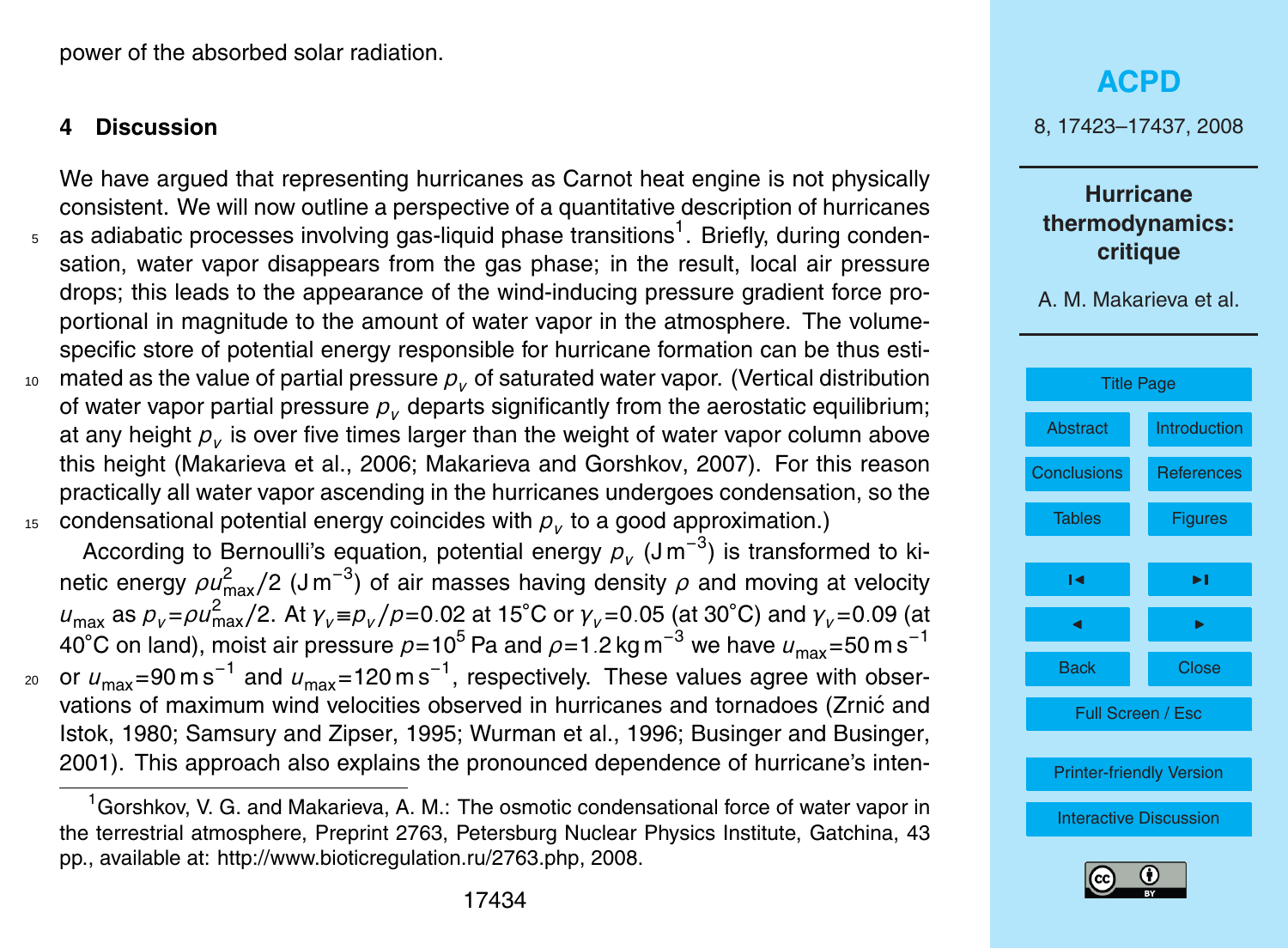power of the absorbed solar radiation.

## 4 Discussion

We have argued that representing hurricanes as Carnot heat engine is not physically consistent. We will now outline a perspective of a quantitative description of hurricanes as adiabatic processes involving gas-liquid phase transitions[1]. Briefly, during condensation, water vapor disappears from the gas phase; in the result, local air pressure drops; this leads to the appearance of the wind-inducing pressure gradient force proportional in magnitude to the amount of water vapor in the atmosphere. The volume-specific store of potential energy responsible for hurricane formation can be thus estimated as the value of partial pressure $p_v$ of saturated water vapor. (Vertical distribution of water vapor partial pressure $p_v$ departs significantly from the aerostatic equilibrium; at any height $p_v$ is over five times larger than the weight of water vapor column above this height (Makarieva et al., 2006; Makarieva and Gorshkov, 2007). For this reason practically all water vapor ascending in the hurricanes undergoes condensation, so the condensational potential energy coincides with $p_v$ to a good approximation.)

According to Bernoulli's equation, potential energy $p_v$ ($\mathrm{J\,m^{-3}}$) is transformed to kinetic energy $\rho u_{\max}^2/2$ ($\mathrm{J\,m^{-3}}$) of air masses having density $\rho$ and moving at velocity $u_{\max}$ as $p_v = \rho u_{\max}^2/2$. At $\gamma_v \equiv p_v/p = 0.02$ at 15°C or $\gamma_v = 0.05$ (at 30°C) and $\gamma_v = 0.09$ (at 40°C on land), moist air pressure $p = 10^5$ Pa and $\rho = 1.2\,\mathrm{kg\,m^{-3}}$ we have $u_{\max} = 50\,\mathrm{m\,s^{-1}}$ or $u_{\max} = 90\,\mathrm{m\,s^{-1}}$ and $u_{\max} = 120\,\mathrm{m\,s^{-1}}$, respectively. These values agree with observations of maximum wind velocities observed in hurricanes and tornadoes (Zrnić and Istok, 1980; Samsury and Zipser, 1995; Wurman et al., 1996; Businger and Businger, 2001). This approach also explains the pronounced dependence of hurricane's inten-

---

[1] Gorshkov, V. G. and Makarieva, A. M.: The osmotic condensational force of water vapor in the terrestrial atmosphere, Preprint 2763, Petersburg Nuclear Physics Institute, Gatchina, 43 pp., available at: http://www.bioticregulation.ru/2763.php, 2008.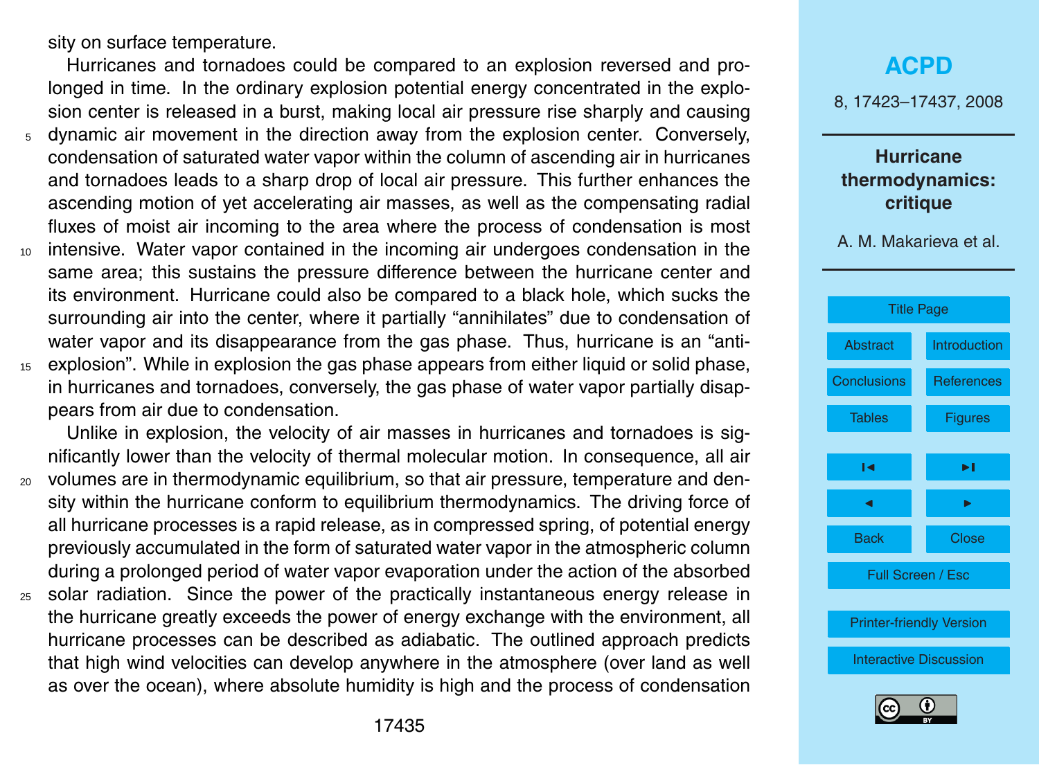sity on surface temperature.

Hurricanes and tornadoes could be compared to an explosion reversed and prolonged in time. In the ordinary explosion potential energy concentrated in the explosion center is released in a burst, making local air pressure rise sharply and causing dynamic air movement in the direction away from the explosion center. Conversely, condensation of saturated water vapor within the column of ascending air in hurricanes and tornadoes leads to a sharp drop of local air pressure. This further enhances the ascending motion of yet accelerating air masses, as well as the compensating radial fluxes of moist air incoming to the area where the process of condensation is most intensive. Water vapor contained in the incoming air undergoes condensation in the same area; this sustains the pressure difference between the hurricane center and its environment. Hurricane could also be compared to a black hole, which sucks the surrounding air into the center, where it partially "annihilates" due to condensation of water vapor and its disappearance from the gas phase. Thus, hurricane is an "anti-explosion". While in explosion the gas phase appears from either liquid or solid phase, in hurricanes and tornadoes, conversely, the gas phase of water vapor partially disappears from air due to condensation.

Unlike in explosion, the velocity of air masses in hurricanes and tornadoes is significantly lower than the velocity of thermal molecular motion. In consequence, all air volumes are in thermodynamic equilibrium, so that air pressure, temperature and density within the hurricane conform to equilibrium thermodynamics. The driving force of all hurricane processes is a rapid release, as in compressed spring, of potential energy previously accumulated in the form of saturated water vapor in the atmospheric column during a prolonged period of water vapor evaporation under the action of the absorbed solar radiation. Since the power of the practically instantaneous energy release in the hurricane greatly exceeds the power of energy exchange with the environment, all hurricane processes can be described as adiabatic. The outlined approach predicts that high wind velocities can develop anywhere in the atmosphere (over land as well as over the ocean), where absolute humidity is high and the process of condensation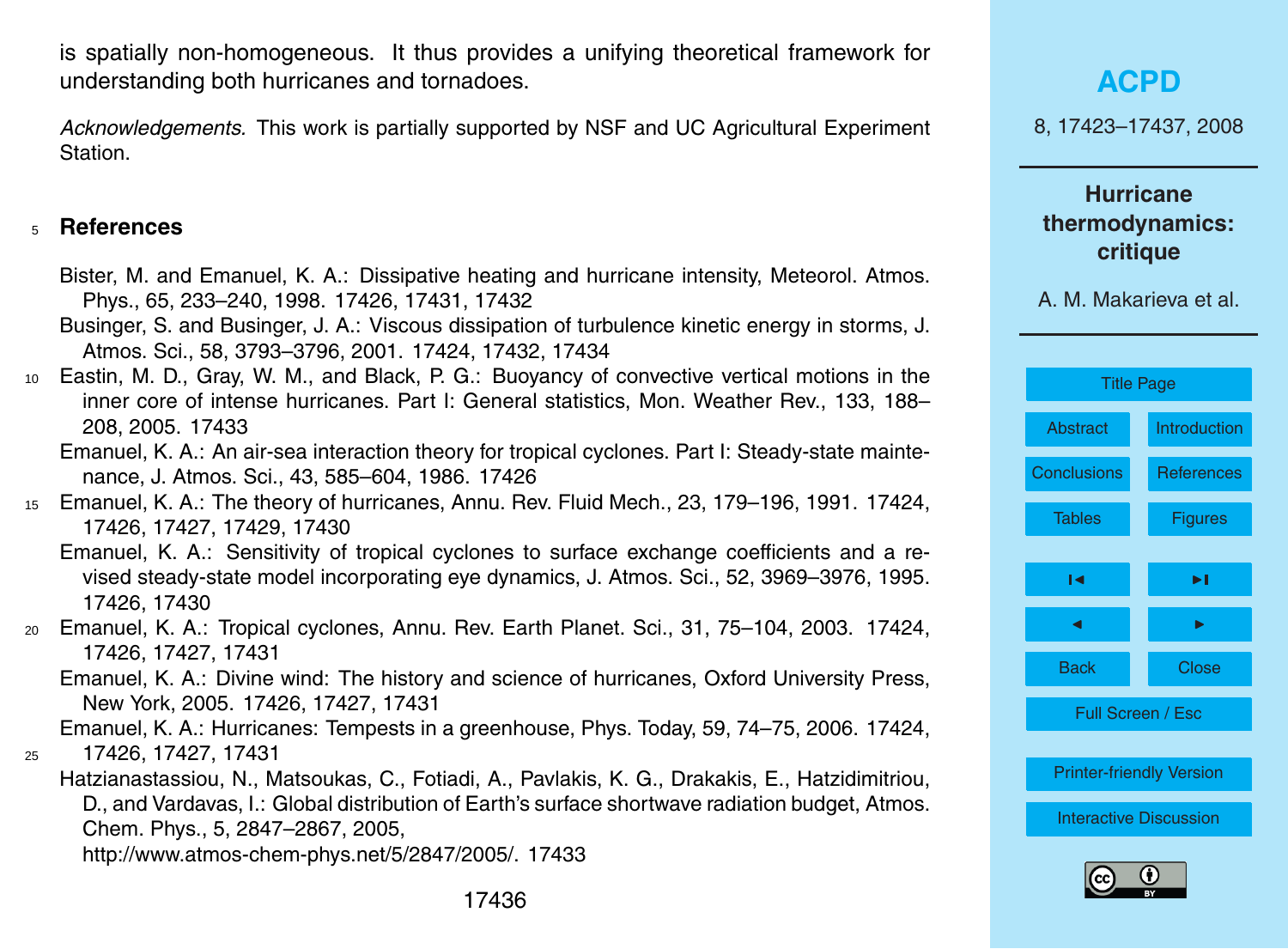is spatially non-homogeneous. It thus provides a unifying theoretical framework for understanding both hurricanes and tornadoes.

*Acknowledgements.* This work is partially supported by NSF and UC Agricultural Experiment Station.

## References

Bister, M. and Emanuel, K. A.: Dissipative heating and hurricane intensity, Meteorol. Atmos. Phys., 65, 233–240, 1998. 17426, 17431, 17432

Businger, S. and Businger, J. A.: Viscous dissipation of turbulence kinetic energy in storms, J. Atmos. Sci., 58, 3793–3796, 2001. 17424, 17432, 17434

Eastin, M. D., Gray, W. M., and Black, P. G.: Buoyancy of convective vertical motions in the inner core of intense hurricanes. Part I: General statistics, Mon. Weather Rev., 133, 188–208, 2005. 17433

Emanuel, K. A.: An air-sea interaction theory for tropical cyclones. Part I: Steady-state maintenance, J. Atmos. Sci., 43, 585–604, 1986. 17426

Emanuel, K. A.: The theory of hurricanes, Annu. Rev. Fluid Mech., 23, 179–196, 1991. 17424, 17426, 17427, 17429, 17430

Emanuel, K. A.: Sensitivity of tropical cyclones to surface exchange coefficients and a revised steady-state model incorporating eye dynamics, J. Atmos. Sci., 52, 3969–3976, 1995. 17426, 17430

Emanuel, K. A.: Tropical cyclones, Annu. Rev. Earth Planet. Sci., 31, 75–104, 2003. 17424, 17426, 17427, 17431

Emanuel, K. A.: Divine wind: The history and science of hurricanes, Oxford University Press, New York, 2005. 17426, 17427, 17431

Emanuel, K. A.: Hurricanes: Tempests in a greenhouse, Phys. Today, 59, 74–75, 2006. 17424, 17426, 17427, 17431

Hatzianastassiou, N., Matsoukas, C., Fotiadi, A., Pavlakis, K. G., Drakakis, E., Hatzidimitriou, D., and Vardavas, I.: Global distribution of Earth's surface shortwave radiation budget, Atmos. Chem. Phys., 5, 2847–2867, 2005, http://www.atmos-chem-phys.net/5/2847/2005/. 17433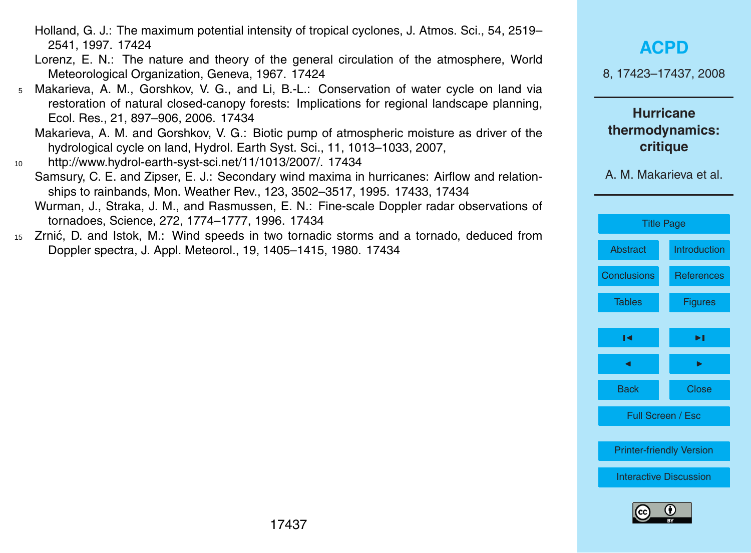Holland, G. J.: The maximum potential intensity of tropical cyclones, J. Atmos. Sci., 54, 2519–2541, 1997. 17424

Lorenz, E. N.: The nature and theory of the general circulation of the atmosphere, World Meteorological Organization, Geneva, 1967. 17424

Makarieva, A. M., Gorshkov, V. G., and Li, B.-L.: Conservation of water cycle on land via restoration of natural closed-canopy forests: Implications for regional landscape planning, Ecol. Res., 21, 897–906, 2006. 17434

Makarieva, A. M. and Gorshkov, V. G.: Biotic pump of atmospheric moisture as driver of the hydrological cycle on land, Hydrol. Earth Syst. Sci., 11, 1013–1033, 2007, http://www.hydrol-earth-syst-sci.net/11/1013/2007/. 17434

Samsury, C. E. and Zipser, E. J.: Secondary wind maxima in hurricanes: Airflow and relationships to rainbands, Mon. Weather Rev., 123, 3502–3517, 1995. 17433, 17434

Wurman, J., Straka, J. M., and Rasmussen, E. N.: Fine-scale Doppler radar observations of tornadoes, Science, 272, 1774–1777, 1996. 17434

Zrnić, D. and Istok, M.: Wind speeds in two tornadic storms and a tornado, deduced from Doppler spectra, J. Appl. Meteorol., 19, 1405–1415, 1980. 17434